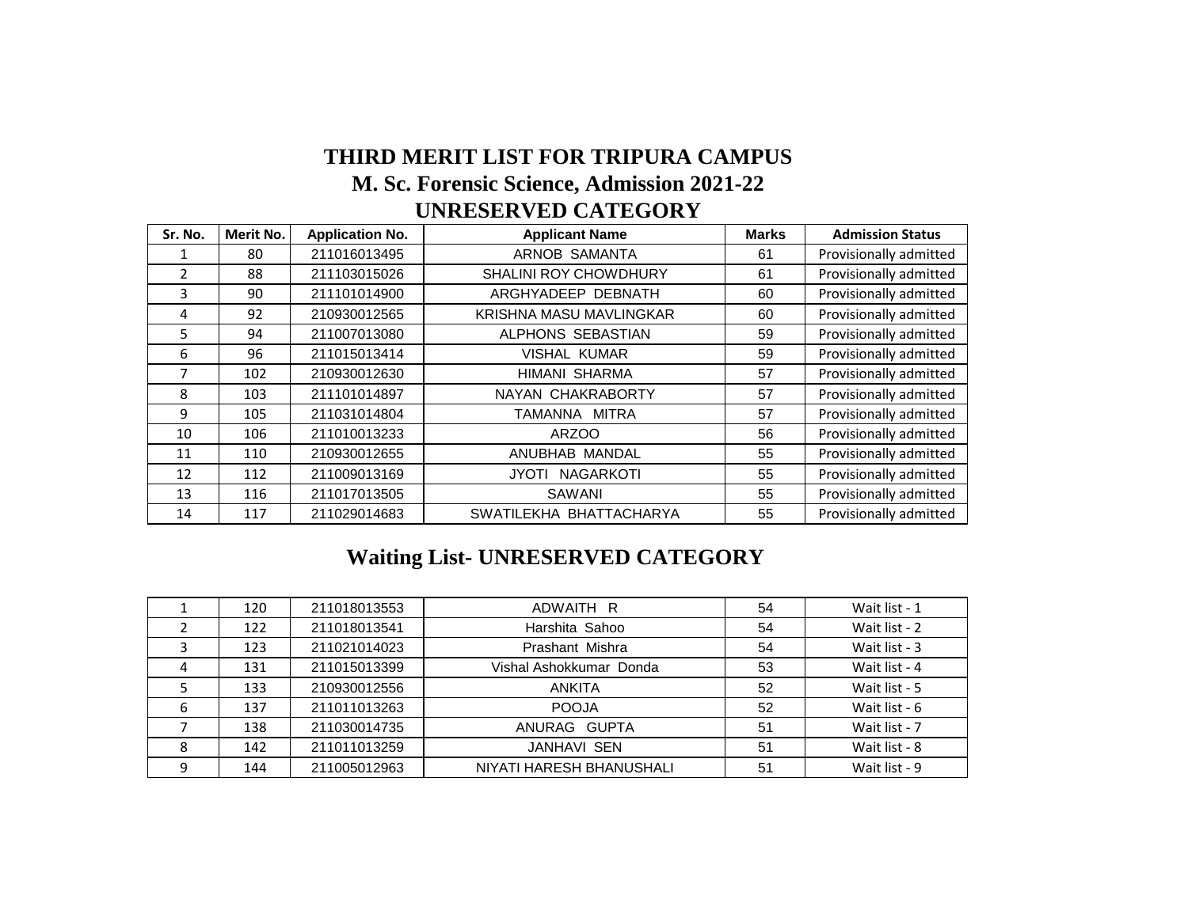# THIRD MERIT LIST FOR TRIPURA CAMPUS
## M. Sc. Forensic Science, Admission 2021-22
## UNRESERVED CATEGORY

| Sr. No. | Merit No. | Application No. | Applicant Name | Marks | Admission Status |
|---|---|---|---|---|---|
| 1 | 80 | 211016013495 | ARNOB SAMANTA | 61 | Provisionally admitted |
| 2 | 88 | 211103015026 | SHALINI ROY CHOWDHURY | 61 | Provisionally admitted |
| 3 | 90 | 211101014900 | ARGHYADEEP DEBNATH | 60 | Provisionally admitted |
| 4 | 92 | 210930012565 | KRISHNA MASU MAVLINGKAR | 60 | Provisionally admitted |
| 5 | 94 | 211007013080 | ALPHONS SEBASTIAN | 59 | Provisionally admitted |
| 6 | 96 | 211015013414 | VISHAL KUMAR | 59 | Provisionally admitted |
| 7 | 102 | 210930012630 | HIMANI SHARMA | 57 | Provisionally admitted |
| 8 | 103 | 211101014897 | NAYAN CHAKRABORTY | 57 | Provisionally admitted |
| 9 | 105 | 211031014804 | TAMANNA MITRA | 57 | Provisionally admitted |
| 10 | 106 | 211010013233 | ARZOO | 56 | Provisionally admitted |
| 11 | 110 | 210930012655 | ANUBHAB MANDAL | 55 | Provisionally admitted |
| 12 | 112 | 211009013169 | JYOTI NAGARKOTI | 55 | Provisionally admitted |
| 13 | 116 | 211017013505 | SAWANI | 55 | Provisionally admitted |
| 14 | 117 | 211029014683 | SWATILEKHA BHATTACHARYA | 55 | Provisionally admitted |

## Waiting List- UNRESERVED CATEGORY

| Sr. No. | Merit No. | Application No. | Applicant Name | Marks | Admission Status |
|---|---|---|---|---|---|
| 1 | 120 | 211018013553 | ADWAITH R | 54 | Wait list - 1 |
| 2 | 122 | 211018013541 | Harshita Sahoo | 54 | Wait list - 2 |
| 3 | 123 | 211021014023 | Prashant Mishra | 54 | Wait list - 3 |
| 4 | 131 | 211015013399 | Vishal Ashokkumar Donda | 53 | Wait list - 4 |
| 5 | 133 | 210930012556 | ANKITA | 52 | Wait list - 5 |
| 6 | 137 | 211011013263 | POOJA | 52 | Wait list - 6 |
| 7 | 138 | 211030014735 | ANURAG GUPTA | 51 | Wait list - 7 |
| 8 | 142 | 211011013259 | JANHAVI SEN | 51 | Wait list - 8 |
| 9 | 144 | 211005012963 | NIYATI HARESH BHANUSHALI | 51 | Wait list - 9 |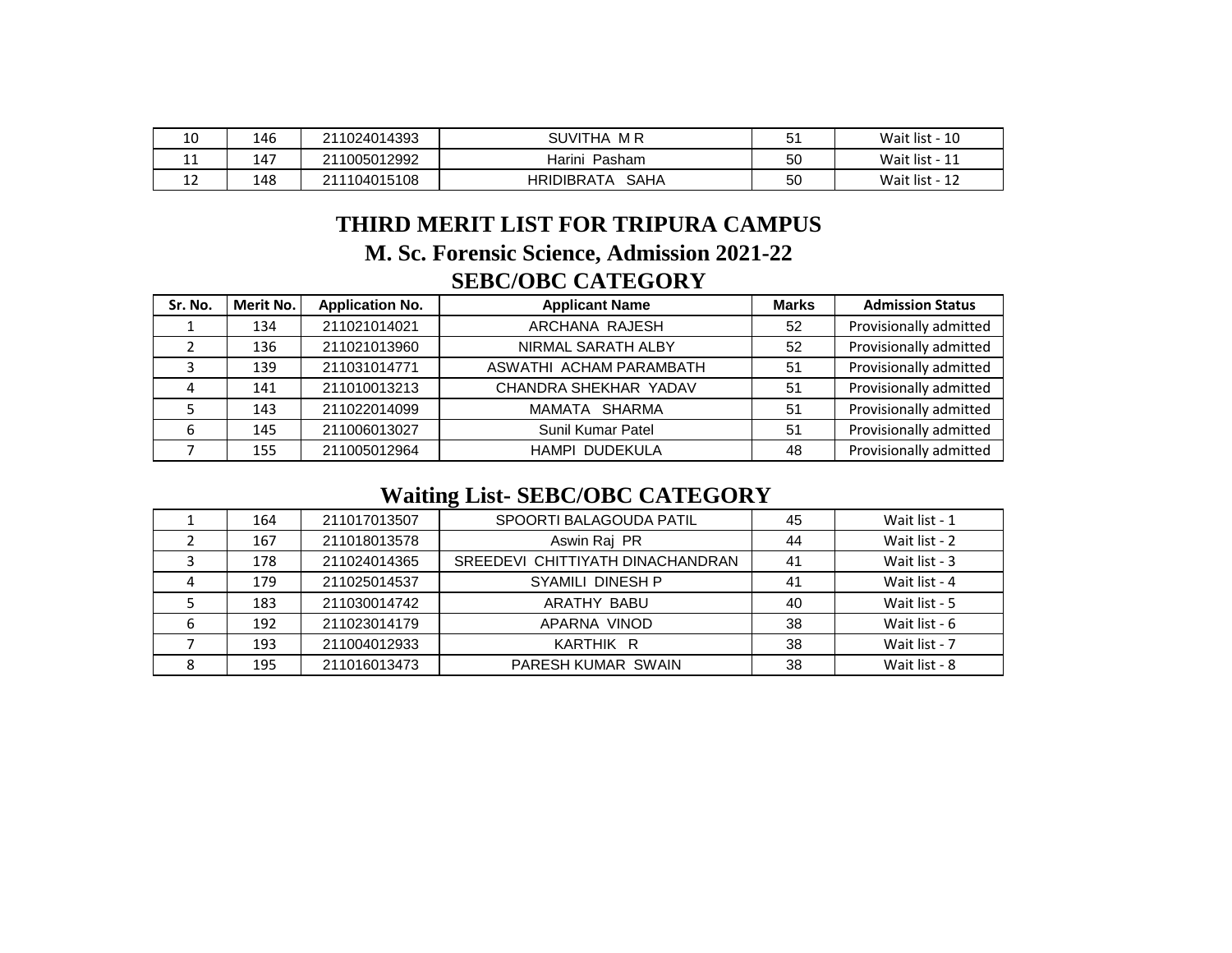| 10 | 146 | 211024014393 | SUVITHA M R | 51 | Wait list - 10 |
|---|---|---|---|---|---|
| 11 | 147 | 211005012992 | Harini Pasham | 50 | Wait list - 11 |
| 12 | 148 | 211104015108 | HRIDIBRATA SAHA | 50 | Wait list - 12 |

# THIRD MERIT LIST FOR TRIPURA CAMPUS

## M. Sc. Forensic Science, Admission 2021-22

## SEBC/OBC CATEGORY

| Sr. No. | Merit No. | Application No. | Applicant Name | Marks | Admission Status |
|---|---|---|---|---|---|
| 1 | 134 | 211021014021 | ARCHANA RAJESH | 52 | Provisionally admitted |
| 2 | 136 | 211021013960 | NIRMAL SARATH ALBY | 52 | Provisionally admitted |
| 3 | 139 | 211031014771 | ASWATHI ACHAM PARAMBATH | 51 | Provisionally admitted |
| 4 | 141 | 211010013213 | CHANDRA SHEKHAR YADAV | 51 | Provisionally admitted |
| 5 | 143 | 211022014099 | MAMATA SHARMA | 51 | Provisionally admitted |
| 6 | 145 | 211006013027 | Sunil Kumar Patel | 51 | Provisionally admitted |
| 7 | 155 | 211005012964 | HAMPI DUDEKULA | 48 | Provisionally admitted |

## Waiting List- SEBC/OBC CATEGORY

| 1 | 164 | 211017013507 | SPOORTI BALAGOUDA PATIL | 45 | Wait list - 1 |
|---|---|---|---|---|---|
| 2 | 167 | 211018013578 | Aswin Raj PR | 44 | Wait list - 2 |
| 3 | 178 | 211024014365 | SREEDEVI CHITTIYATH DINACHANDRAN | 41 | Wait list - 3 |
| 4 | 179 | 211025014537 | SYAMILI DINESH P | 41 | Wait list - 4 |
| 5 | 183 | 211030014742 | ARATHY BABU | 40 | Wait list - 5 |
| 6 | 192 | 211023014179 | APARNA VINOD | 38 | Wait list - 6 |
| 7 | 193 | 211004012933 | KARTHIK R | 38 | Wait list - 7 |
| 8 | 195 | 211016013473 | PARESH KUMAR SWAIN | 38 | Wait list - 8 |